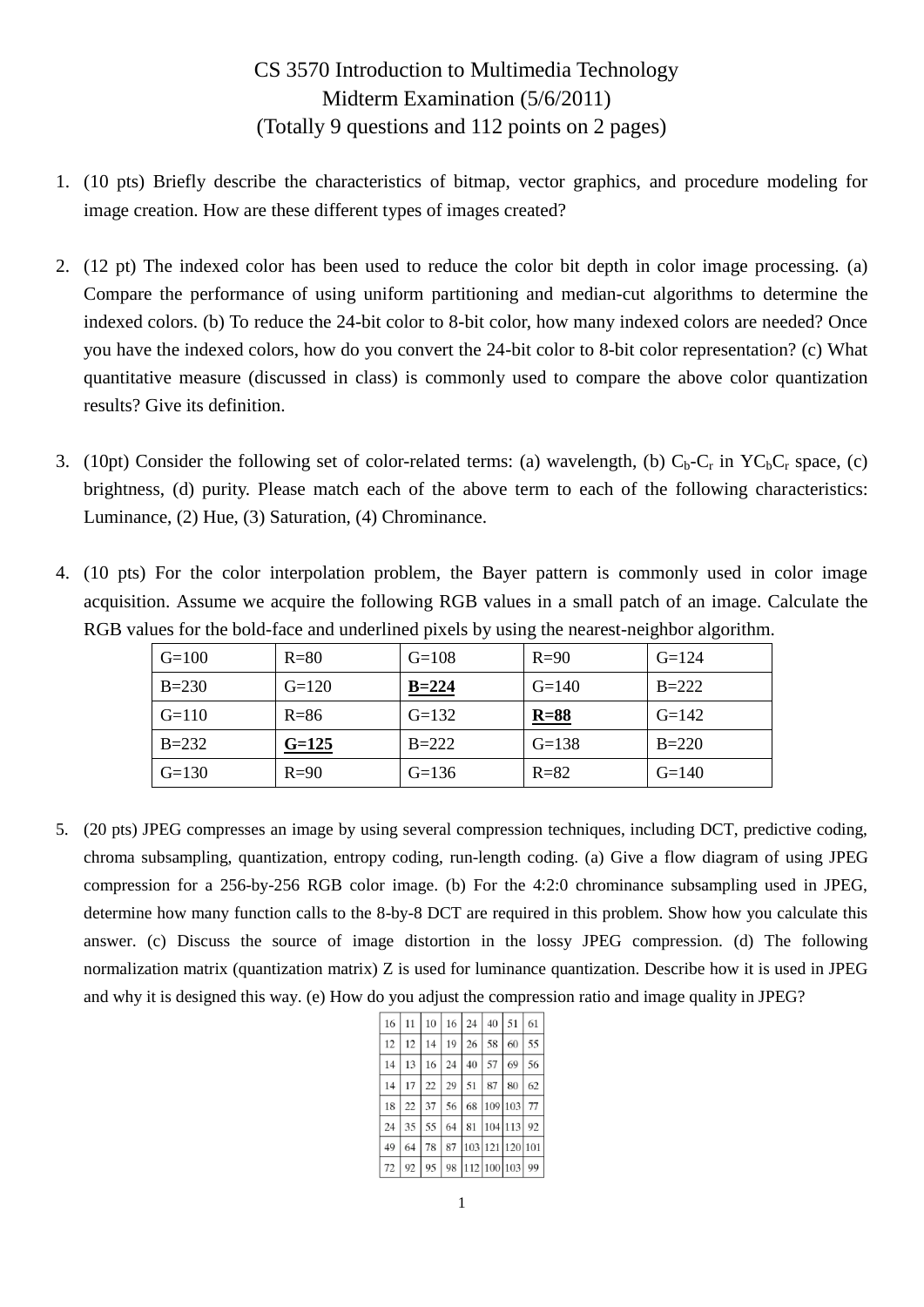# CS 3570 Introduction to Multimedia Technology

## Midterm Examination (5/6/2011)

### (Totally 9 questions and 112 points on 2 pages)

1. (10 pts) Briefly describe the characteristics of bitmap, vector graphics, and procedure modeling for image creation. How are these different types of images created?

2. (12 pt) The indexed color has been used to reduce the color bit depth in color image processing. (a) Compare the performance of using uniform partitioning and median-cut algorithms to determine the indexed colors. (b) To reduce the 24-bit color to 8-bit color, how many indexed colors are needed? Once you have the indexed colors, how do you convert the 24-bit color to 8-bit color representation? (c) What quantitative measure (discussed in class) is commonly used to compare the above color quantization results? Give its definition.

3. (10pt) Consider the following set of color-related terms: (a) wavelength, (b) $C_b$-$C_r$ in $YC_bC_r$ space, (c) brightness, (d) purity. Please match each of the above term to each of the following characteristics: Luminance, (2) Hue, (3) Saturation, (4) Chrominance.

4. (10 pts) For the color interpolation problem, the Bayer pattern is commonly used in color image acquisition. Assume we acquire the following RGB values in a small patch of an image. Calculate the RGB values for the bold-face and underlined pixels by using the nearest-neighbor algorithm.

| G=100 | R=80 | G=108 | R=90 | G=124 |
|---|---|---|---|---|
| B=230 | G=120 | **<u>B=224</u>** | G=140 | B=222 |
| G=110 | R=86 | G=132 | **<u>R=88</u>** | G=142 |
| B=232 | **<u>G=125</u>** | B=222 | G=138 | B=220 |
| G=130 | R=90 | G=136 | R=82 | G=140 |

5. (20 pts) JPEG compresses an image by using several compression techniques, including DCT, predictive coding, chroma subsampling, quantization, entropy coding, run-length coding. (a) Give a flow diagram of using JPEG compression for a 256-by-256 RGB color image. (b) For the 4:2:0 chrominance subsampling used in JPEG, determine how many function calls to the 8-by-8 DCT are required in this problem. Show how you calculate this answer. (c) Discuss the source of image distortion in the lossy JPEG compression. (d) The following normalization matrix (quantization matrix) Z is used for luminance quantization. Describe how it is used in JPEG and why it is designed this way. (e) How do you adjust the compression ratio and image quality in JPEG?

| 16 | 11 | 10 | 16 | 24 | 40 | 51 | 61 |
|---|---|---|---|---|---|---|---|
| 12 | 12 | 14 | 19 | 26 | 58 | 60 | 55 |
| 14 | 13 | 16 | 24 | 40 | 57 | 69 | 56 |
| 14 | 17 | 22 | 29 | 51 | 87 | 80 | 62 |
| 18 | 22 | 37 | 56 | 68 | 109 | 103 | 77 |
| 24 | 35 | 55 | 64 | 81 | 104 | 113 | 92 |
| 49 | 64 | 78 | 87 | 103 | 121 | 120 | 101 |
| 72 | 92 | 95 | 98 | 112 | 100 | 103 | 99 |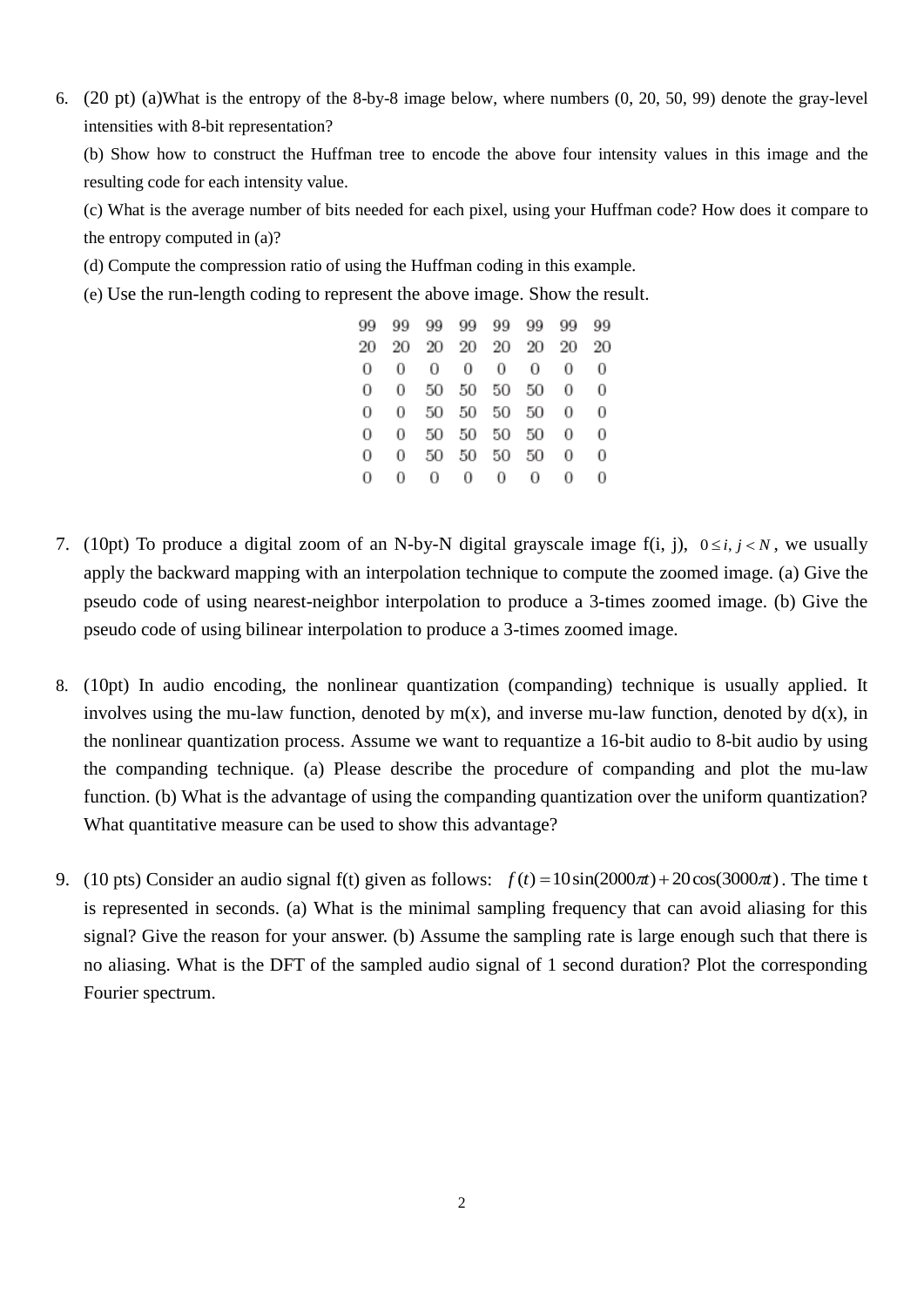6. (20 pt) (a)What is the entropy of the 8-by-8 image below, where numbers (0, 20, 50, 99) denote the gray-level intensities with 8-bit representation?

   (b) Show how to construct the Huffman tree to encode the above four intensity values in this image and the resulting code for each intensity value.

   (c) What is the average number of bits needed for each pixel, using your Huffman code? How does it compare to the entropy computed in (a)?

   (d) Compute the compression ratio of using the Huffman coding in this example.

   (e) Use the run-length coding to represent the above image. Show the result.

| | | | | | | | |
|---|---|---|---|---|---|---|---|
| 99 | 99 | 99 | 99 | 99 | 99 | 99 | 99 |
| 20 | 20 | 20 | 20 | 20 | 20 | 20 | 20 |
| 0 | 0 | 0 | 0 | 0 | 0 | 0 | 0 |
| 0 | 0 | 50 | 50 | 50 | 50 | 0 | 0 |
| 0 | 0 | 50 | 50 | 50 | 50 | 0 | 0 |
| 0 | 0 | 50 | 50 | 50 | 50 | 0 | 0 |
| 0 | 0 | 50 | 50 | 50 | 50 | 0 | 0 |
| 0 | 0 | 0 | 0 | 0 | 0 | 0 | 0 |

7. (10pt) To produce a digital zoom of an N-by-N digital grayscale image f(i, j), $0 \leq i, j < N$, we usually apply the backward mapping with an interpolation technique to compute the zoomed image. (a) Give the pseudo code of using nearest-neighbor interpolation to produce a 3-times zoomed image. (b) Give the pseudo code of using bilinear interpolation to produce a 3-times zoomed image.

8. (10pt) In audio encoding, the nonlinear quantization (companding) technique is usually applied. It involves using the mu-law function, denoted by m(x), and inverse mu-law function, denoted by d(x), in the nonlinear quantization process. Assume we want to requantize a 16-bit audio to 8-bit audio by using the companding technique. (a) Please describe the procedure of companding and plot the mu-law function. (b) What is the advantage of using the companding quantization over the uniform quantization? What quantitative measure can be used to show this advantage?

9. (10 pts) Consider an audio signal f(t) given as follows: $f(t) = 10\sin(2000\pi t) + 20\cos(3000\pi t)$. The time t is represented in seconds. (a) What is the minimal sampling frequency that can avoid aliasing for this signal? Give the reason for your answer. (b) Assume the sampling rate is large enough such that there is no aliasing. What is the DFT of the sampled audio signal of 1 second duration? Plot the corresponding Fourier spectrum.